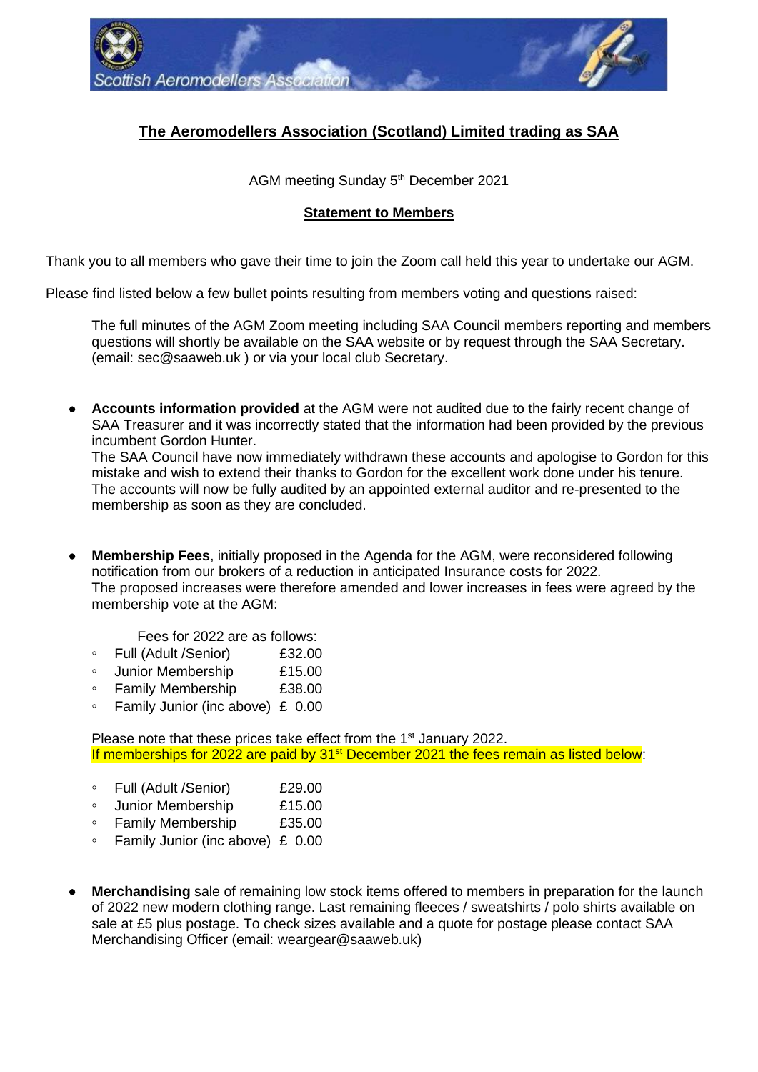Scottish Aeromodellers Association

## The Aeromodellers Association (Scotland) Limited trading as SAA

AGM meeting Sunday 5th December 2021

### Statement to Members

Thank you to all members who gave their time to join the Zoom call held this year to undertake our AGM.

Please find listed below a few bullet points resulting from members voting and questions raised:

The full minutes of the AGM Zoom meeting including SAA Council members reporting and members questions will shortly be available on the SAA website or by request through the SAA Secretary. (email: sec@saaweb.uk ) or via your local club Secretary.

- **Accounts information provided** at the AGM were not audited due to the fairly recent change of SAA Treasurer and it was incorrectly stated that the information had been provided by the previous incumbent Gordon Hunter.
  The SAA Council have now immediately withdrawn these accounts and apologise to Gordon for this mistake and wish to extend their thanks to Gordon for the excellent work done under his tenure. The accounts will now be fully audited by an appointed external auditor and re-presented to the membership as soon as they are concluded.

- **Membership Fees**, initially proposed in the Agenda for the AGM, were reconsidered following notification from our brokers of a reduction in anticipated Insurance costs for 2022.
  The proposed increases were therefore amended and lower increases in fees were agreed by the membership vote at the AGM:

  Fees for 2022 are as follows:
  - Full (Adult /Senior) £32.00
  - Junior Membership £15.00
  - Family Membership £38.00
  - Family Junior (inc above) £ 0.00

  Please note that these prices take effect from the 1st January 2022.
  If memberships for 2022 are paid by 31st December 2021 the fees remain as listed below:

  - Full (Adult /Senior) £29.00
  - Junior Membership £15.00
  - Family Membership £35.00
  - Family Junior (inc above) £ 0.00

- **Merchandising** sale of remaining low stock items offered to members in preparation for the launch of 2022 new modern clothing range. Last remaining fleeces / sweatshirts / polo shirts available on sale at £5 plus postage. To check sizes available and a quote for postage please contact SAA Merchandising Officer (email: weargear@saaweb.uk)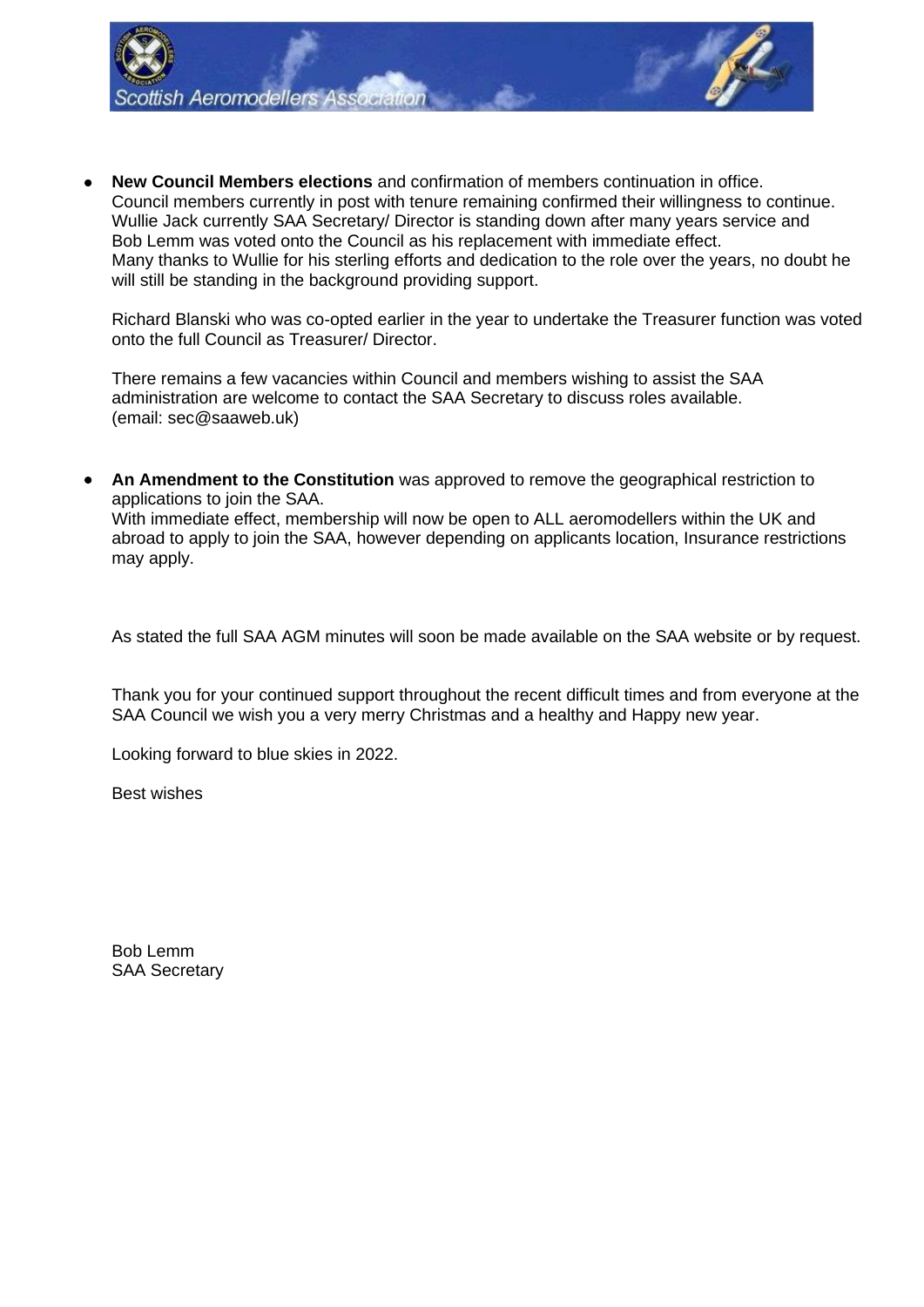- **New Council Members elections** and confirmation of members continuation in office.
  Council members currently in post with tenure remaining confirmed their willingness to continue.
  Wullie Jack currently SAA Secretary/ Director is standing down after many years service and Bob Lemm was voted onto the Council as his replacement with immediate effect.
  Many thanks to Wullie for his sterling efforts and dedication to the role over the years, no doubt he will still be standing in the background providing support.

  Richard Blanski who was co-opted earlier in the year to undertake the Treasurer function was voted onto the full Council as Treasurer/ Director.

  There remains a few vacancies within Council and members wishing to assist the SAA administration are welcome to contact the SAA Secretary to discuss roles available. (email: sec@saaweb.uk)

- **An Amendment to the Constitution** was approved to remove the geographical restriction to applications to join the SAA.
  With immediate effect, membership will now be open to ALL aeromodellers within the UK and abroad to apply to join the SAA, however depending on applicants location, Insurance restrictions may apply.

As stated the full SAA AGM minutes will soon be made available on the SAA website or by request.

Thank you for your continued support throughout the recent difficult times and from everyone at the SAA Council we wish you a very merry Christmas and a healthy and Happy new year.

Looking forward to blue skies in 2022.

Best wishes

Bob Lemm
SAA Secretary